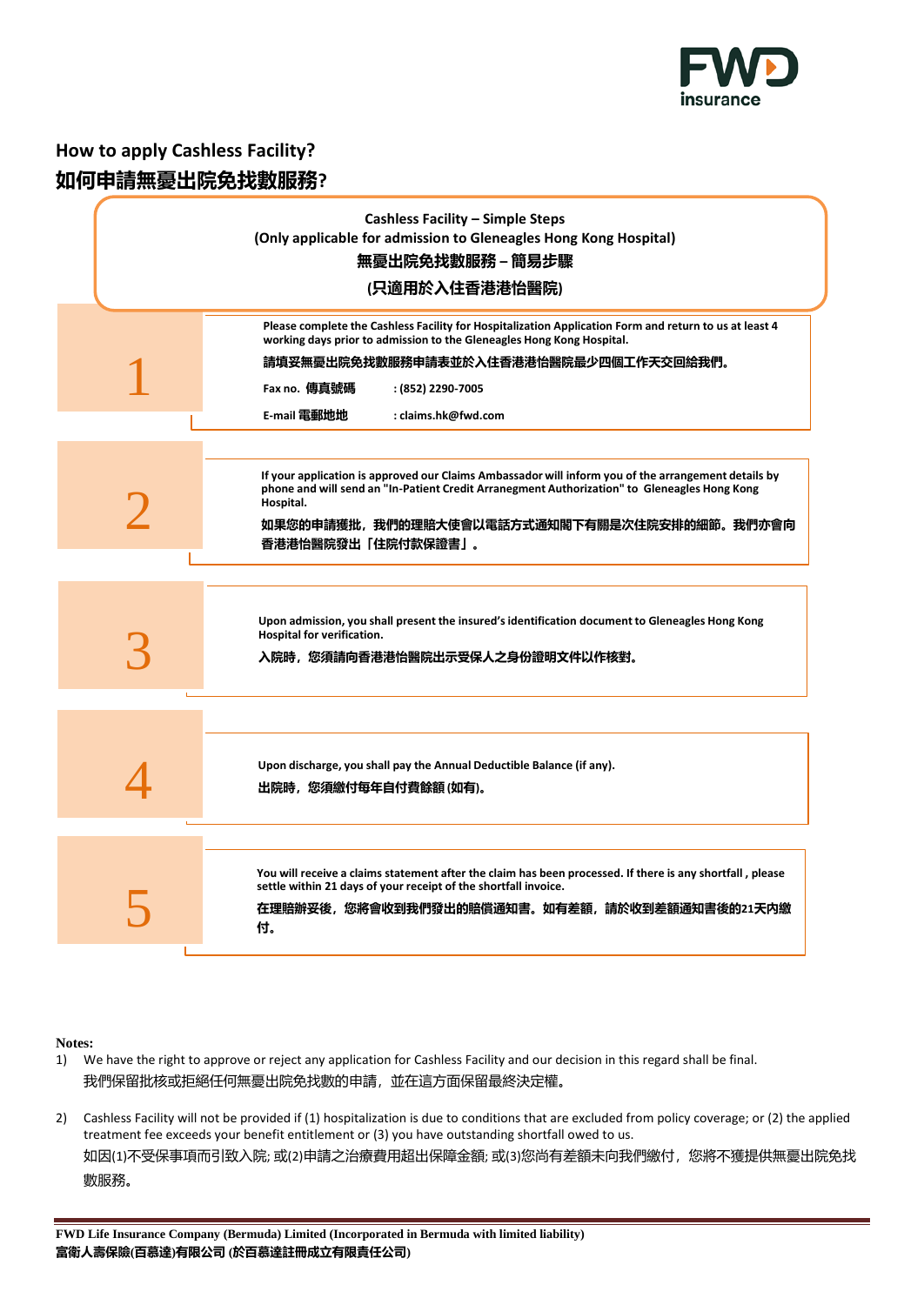## How to apply Cashless Facility?
## 如何申請無憂出院免找數服務?

**Cashless Facility – Simple Steps**
**(Only applicable for admission to Gleneagles Hong Kong Hospital)**
**無憂出院免找數服務 – 簡易步驟**
**(只適用於入住香港港怡醫院)**

**1**

**Please complete the Cashless Facility for Hospitalization Application Form and return to us at least 4 working days prior to admission to the Gleneagles Hong Kong Hospital.**

**請填妥無憂出院免找數服務申請表並於入住香港港怡醫院最少四個工作天交回給我們。**

**Fax no. 傳真號碼 : (852) 2290-7005**

**E-mail 電郵地址 : claims.hk@fwd.com**

**2**

**If your application is approved our Claims Ambassador will inform you of the arrangement details by phone and will send an "In-Patient Credit Arrangement Authorization" to Gleneagles Hong Kong Hospital.**

**如果您的申請獲批，我們的理賠大使會以電話方式通知閣下有關是次住院安排的細節。我們亦會向香港港怡醫院發出「住院付款保證書」。**

**3**

**Upon admission, you shall present the insured's identification document to Gleneagles Hong Kong Hospital for verification.**

**入院時，您須請向香港港怡醫院出示受保人之身份證明文件以作核對。**

**4**

**Upon discharge, you shall pay the Annual Deductible Balance (if any).**

**出院時，您須繳付每年自付費餘額 (如有)。**

**5**

**You will receive a claims statement after the claim has been processed. If there is any shortfall , please settle within 21 days of your receipt of the shortfall invoice.**

**在理賠辦妥後，您將會收到我們發出的賠償通知書。如有差額，請於收到差額通知書後的21天內繳付。**

**Notes:**

1) We have the right to approve or reject any application for Cashless Facility and our decision in this regard shall be final.
   我們保留批核或拒絕任何無憂出院免找數的申請，並在這方面保留最終決定權。

2) Cashless Facility will not be provided if (1) hospitalization is due to conditions that are excluded from policy coverage; or (2) the applied treatment fee exceeds your benefit entitlement or (3) you have outstanding shortfall owed to us.
   如因(1)不受保事項而引致入院; 或(2)申請之治療費用超出保障金額; 或(3)您尚有差額未向我們繳付，您將不獲提供無憂出院免找數服務。

**FWD Life Insurance Company (Bermuda) Limited (Incorporated in Bermuda with limited liability)**
**富衛人壽保險(百慕達)有限公司 (於百慕達註冊成立有限責任公司)**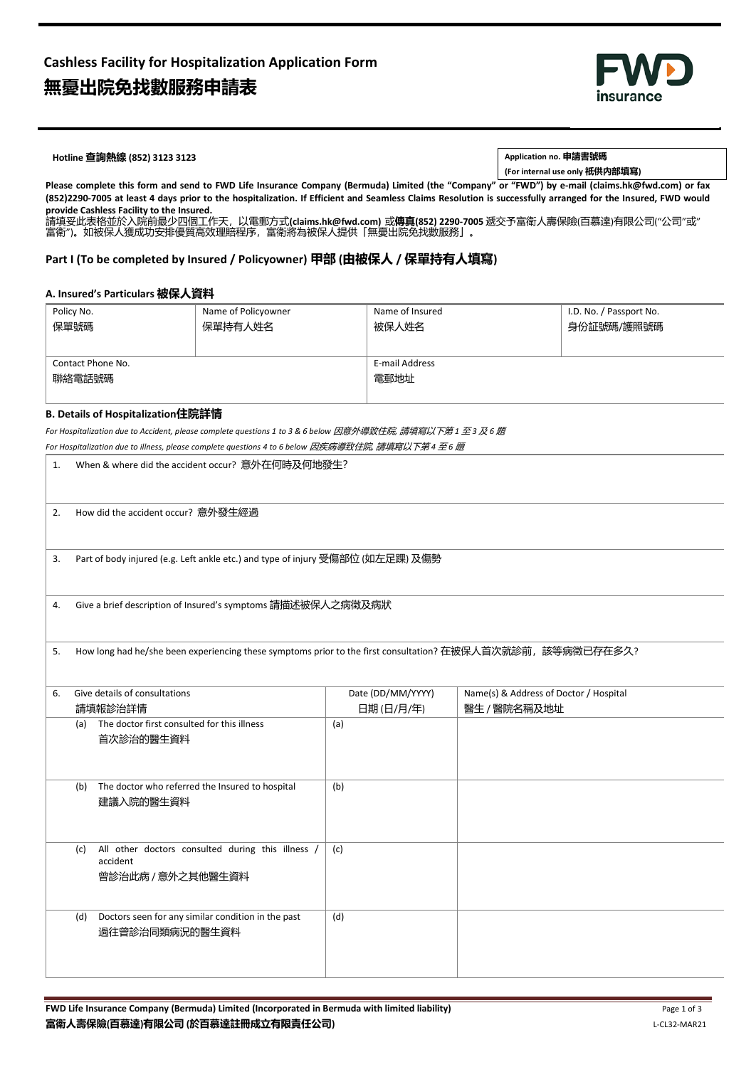# Cashless Facility for Hospitalization Application Form
# 無憂出院免找數服務申請表

**Hotline 查詢熱線 (852) 3123 3123**

| **Application no. 申請書號碼** |
|---|
| **(For internal use only 祇供內部填寫)** |

**Please complete this form and send to FWD Life Insurance Company (Bermuda) Limited (the "Company" or "FWD") by e-mail (claims.hk@fwd.com) or fax (852)2290-7005 at least 4 days prior to the hospitalization. If Efficient and Seamless Claims Resolution is successfully arranged for the Insured, FWD would provide Cashless Facility to the Insured.**

請填妥此表格並於入院前最少四個工作天，以電郵方式**(claims.hk@fwd.com)** 或**傳真(852) 2290-7005** 遞交予富衛人壽保險(百慕達)有限公司("公司"或"富衛")。如被保人獲成功安排優質高效理賠程序，富衛將為被保人提供「無憂出院免找數服務」。

## Part I (To be completed by Insured / Policyowner) 甲部 (由被保人 / 保單持有人填寫)

### A. Insured's Particulars 被保人資料

| Policy No.<br>保單號碼 | Name of Policyowner<br>保單持有人姓名 | Name of Insured<br>被保人姓名 | I.D. No. / Passport No.<br>身份証號碼/護照號碼 |
|---|---|---|---|
| Contact Phone No.<br>聯絡電話號碼 | | E-mail Address<br>電郵地址 | |

### B. Details of Hospitalization住院詳情

*For Hospitalization due to Accident, please complete questions 1 to 3 & 6 below 因意外導致住院, 請填寫以下第 1 至 3 及 6 題*

*For Hospitalization due to illness, please complete questions 4 to 6 below 因疾病導致住院, 請填寫以下第 4 至 6 題*

1. When & where did the accident occur? 意外在何時及何地發生?

2. How did the accident occur? 意外發生經過

3. Part of body injured (e.g. Left ankle etc.) and type of injury 受傷部位 (如左足踝) 及傷勢

4. Give a brief description of Insured's symptoms 請描述被保人之病徵及病狀

5. How long had he/she been experiencing these symptoms prior to the first consultation? 在被保人首次就診前，該等病徵已存在多久?

| 6. Give details of consultations<br>請填報診治詳情 | Date (DD/MM/YYYY)<br>日期 (日/月/年) | Name(s) & Address of Doctor / Hospital<br>醫生 / 醫院名稱及地址 |
|---|---|---|
| (a) The doctor first consulted for this illness<br>首次診治的醫生資料 | (a) | |
| (b) The doctor who referred the Insured to hospital<br>建議入院的醫生資料 | (b) | |
| (c) All other doctors consulted during this illness / accident<br>曾診治此病 / 意外之其他醫生資料 | (c) | |
| (d) Doctors seen for any similar condition in the past<br>過往曾診治同類病況的醫生資料 | (d) | |

**FWD Life Insurance Company (Bermuda) Limited (Incorporated in Bermuda with limited liability)**
**富衛人壽保險(百慕達)有限公司 (於百慕達註冊成立有限責任公司)**

L-CL32-MAR21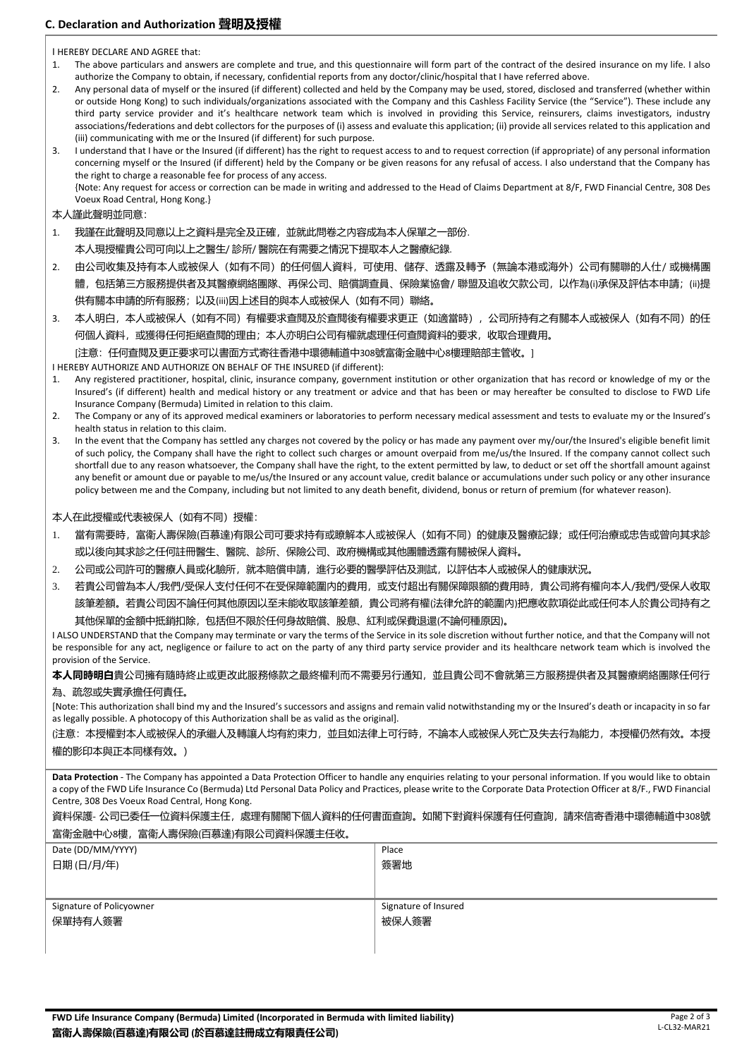## C. Declaration and Authorization 聲明及授權

I HEREBY DECLARE AND AGREE that:

1. The above particulars and answers are complete and true, and this questionnaire will form part of the contract of the desired insurance on my life. I also authorize the Company to obtain, if necessary, confidential reports from any doctor/clinic/hospital that I have referred above.
2. Any personal data of myself or the insured (if different) collected and held by the Company may be used, stored, disclosed and transferred (whether within or outside Hong Kong) to such individuals/organizations associated with the Company and this Cashless Facility Service (the "Service"). These include any third party service provider and it's healthcare network team which is involved in providing this Service, reinsurers, claims investigators, industry associations/federations and debt collectors for the purposes of (i) assess and evaluate this application; (ii) provide all services related to this application and (iii) communicating with me or the Insured (if different) for such purpose.
3. I understand that I have or the Insured (if different) has the right to request access to and to request correction (if appropriate) of any personal information concerning myself or the Insured (if different) held by the Company or be given reasons for any refusal of access. I also understand that the Company has the right to charge a reasonable fee for process of any access.
   {Note: Any request for access or correction can be made in writing and addressed to the Head of Claims Department at 8/F, FWD Financial Centre, 308 Des Voeux Road Central, Hong Kong.}

本人謹此聲明並同意：

1. 我謹在此聲明及同意以上之資料是完全及正確，並就此問卷之內容成為本人保單之一部份.
   本人現授權貴公司可向以上之醫生/ 診所/ 醫院在有需要之情況下提取本人之醫療紀錄.
2. 由公司收集及持有本人或被保人（如有不同）的任何個人資料，可使用、儲存、透露及轉予（無論本港或海外）公司有關聯的人仕/ 或機構團體，包括第三方服務提供者及其醫療網絡團隊、再保公司、賠償調查員、保險業協會/ 聯盟及追收欠款公司，以作為(i)承保及評估本申請；(ii)提供有關本申請的所有服務；以及(iii)因上述目的與本人或被保人（如有不同）聯絡。
3. 本人明白，本人或被保人（如有不同）有權要求查閱及於查閱後有權要求更正（如適當時），公司所持有之有關本人或被保人（如有不同）的任何個人資料，或獲得任何拒絕查閱的理由；本人亦明白公司有權就處理任何查閱資料的要求，收取合理費用。
   [注意：任何查閱及更正要求可以書面方式寄往香港中環德輔道中308號富衛金融中心8樓理賠部主管收。]

I HEREBY AUTHORIZE AND AUTHORIZE ON BEHALF OF THE INSURED (if different):

1. Any registered practitioner, hospital, clinic, insurance company, government institution or other organization that has record or knowledge of my or the Insured's (if different) health and medical history or any treatment or advice and that has been or may hereafter be consulted to disclose to FWD Life Insurance Company (Bermuda) Limited in relation to this claim.
2. The Company or any of its approved medical examiners or laboratories to perform necessary medical assessment and tests to evaluate my or the Insured's health status in relation to this claim.
3. In the event that the Company has settled any charges not covered by the policy or has made any payment over my/our/the Insured's eligible benefit limit of such policy, the Company shall have the right to collect such charges or amount overpaid from me/us/the Insured. If the company cannot collect such shortfall due to any reason whatsoever, the Company shall have the right, to the extent permitted by law, to deduct or set off the shortfall amount against any benefit or amount due or payable to me/us/the Insured or any account value, credit balance or accumulations under such policy or any other insurance policy between me and the Company, including but not limited to any death benefit, dividend, bonus or return of premium (for whatever reason).

本人在此授權或代表被保人（如有不同）授權：

1. 當有需要時，富衛人壽保險(百慕達)有限公司可要求持有或瞭解本人或被保人（如有不同）的健康及醫療記錄；或任何治療或忠告或曾向其求診或以後向其求診之任何註冊醫生、醫院、診所、保險公司、政府機構或其他團體透露有關被保人資料。
2. 公司或公司許可的醫療人員或化驗所，就本賠償申請，進行必要的醫學評估及測試，以評估本人或被保人的健康狀況。
3. 若貴公司曾為本人/我們/受保人支付任何不在受保障範圍內的費用，或支付超出有關保障限額的費用時，貴公司將有權向本人/我們/受保人收取該筆差額。若貴公司因不論任何其他原因以至未能收取該筆差額，貴公司將有權(法律允許的範圍內)把應收款項從此或任何本人於貴公司持有之其他保單的金額中抵銷扣除，包括但不限於任何身故賠償、股息、紅利或保費退還(不論何種原因)。

I ALSO UNDERSTAND that the Company may terminate or vary the terms of the Service in its sole discretion without further notice, and that the Company will not be responsible for any act, negligence or failure to act on the party of any third party service provider and its healthcare network team which is involved the provision of the Service.

**本人同時明白**貴公司擁有隨時終止或更改此服務條款之最終權利而不需要另行通知，並且貴公司不會就第三方服務提供者及其醫療網絡團隊任何行為、疏忽或失責承擔任何責任。

[Note: This authorization shall bind my and the Insured's successors and assigns and remain valid notwithstanding my or the Insured's death or incapacity in so far as legally possible. A photocopy of this Authorization shall be as valid as the original].

(注意：本授權對本人或被保人的承繼人及轉讓人均有約束力，並且如法律上可行時，不論本人或被保人死亡及失去行為能力，本授權仍然有效。本授權的影印本與正本同樣有效。)

**Data Protection** - The Company has appointed a Data Protection Officer to handle any enquiries relating to your personal information. If you would like to obtain a copy of the FWD Life Insurance Co (Bermuda) Ltd Personal Data Policy and Practices, please write to the Corporate Data Protection Officer at 8/F., FWD Financial Centre, 308 Des Voeux Road Central, Hong Kong.

資料保護- 公司已委任一位資料保護主任，處理有關閣下個人資料的任何書面查詢。如閣下對資料保護有任何查詢，請來信寄香港中環德輔道中308號富衛金融中心8樓，富衛人壽保險(百慕達)有限公司資料保護主任收。

| Date (DD/MM/YYYY) 日期 (日/月/年) | Place 簽署地 |
|---|---|
| | |
| **Signature of Policyowner 保單持有人簽署** | **Signature of Insured 被保人簽署** |
| | |

**FWD Life Insurance Company (Bermuda) Limited (Incorporated in Bermuda with limited liability)**
**富衛人壽保險(百慕達)有限公司 (於百慕達註冊成立有限責任公司)**

L-CL32-MAR21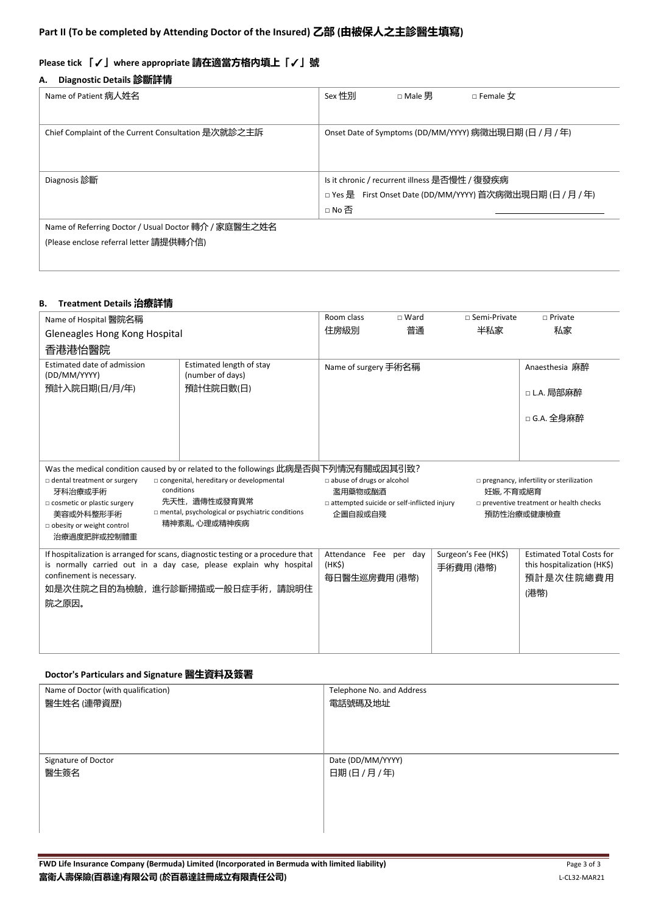## Part II (To be completed by Attending Doctor of the Insured) 乙部 (由被保人之主診醫生填寫)

**Please tick 「✓」 where appropriate 請在適當方格內填上「✓」號**

### A. Diagnostic Details 診斷詳情

| Name of Patient 病人姓名 | Sex 性別 □ Male 男 □ Female 女 |
|---|---|
| Chief Complaint of the Current Consultation 是次就診之主訴 | Onset Date of Symptoms (DD/MM/YYYY) 病徵出現日期 (日 / 月 / 年) |
| Diagnosis 診斷 | Is it chronic / recurrent illness 是否慢性 / 復發疾病<br>□ Yes 是 First Onset Date (DD/MM/YYYY) 首次病徵出現日期 (日 / 月 / 年)<br>□ No 否 ______________ |
| Name of Referring Doctor / Usual Doctor 轉介 / 家庭醫生之姓名<br>(Please enclose referral letter 請提供轉介信) | |

### B. Treatment Details 治療詳情

| Name of Hospital 醫院名稱<br>Gleneagles Hong Kong Hospital<br>香港港怡醫院 | | Room class 住房級別 □ Ward 普通 □ Semi-Private 半私家 □ Private 私家 | | |
|---|---|---|---|---|
| Estimated date of admission (DD/MM/YYYY)<br>預計入院日期(日/月/年) | Estimated length of stay (number of days)<br>預計住院日數(日) | Name of surgery 手術名稱 | | Anaesthesia 麻醉<br>□ L.A. 局部麻醉<br>□ G.A. 全身麻醉 |

Was the medical condition caused by or related to the followings 此病是否與下列情況有關或因其引致?

- □ dental treatment or surgery 牙科治療或手術
- □ cosmetic or plastic surgery 美容或外科整形手術
- □ obesity or weight control 治療過度肥胖或控制體重
- □ congenital, hereditary or developmental conditions 先天性，遺傳性或發育異常
- □ mental, psychological or psychiatric conditions 精神紊亂, 心理或精神疾病
- □ abuse of drugs or alcohol 濫用藥物或酗酒
- □ attempted suicide or self-inflicted injury 企圖自殺或自殘
- □ pregnancy, infertility or sterilization 妊娠, 不育或絕育
- □ preventive treatment or health checks 預防性治療或健康檢查

| If hospitalization is arranged for scans, diagnostic testing or a procedure that is normally carried out in a day case, please explain why hospital confinement is necessary.<br>如是次住院之目的為檢驗，進行診斷掃描或一般日症手術，請說明住院之原因。 | Attendance Fee per day (HK$)<br>每日醫生巡房費用 (港幣) | Surgeon's Fee (HK$)<br>手術費用 (港幣) | Estimated Total Costs for this hospitalization (HK$)<br>預計是次住院總費用 (港幣) |
|---|---|---|---|
| | | | |

### Doctor's Particulars and Signature 醫生資料及簽署

| Name of Doctor (with qualification)<br>醫生姓名 (連帶資歷) | Telephone No. and Address<br>電話號碼及地址 |
|---|---|
| Signature of Doctor<br>醫生簽名 | Date (DD/MM/YYYY)<br>日期 (日 / 月 / 年) |

**FWD Life Insurance Company (Bermuda) Limited (Incorporated in Bermuda with limited liability)**
**富衛人壽保險(百慕達)有限公司 (於百慕達註冊成立有限責任公司)**

L-CL32-MAR21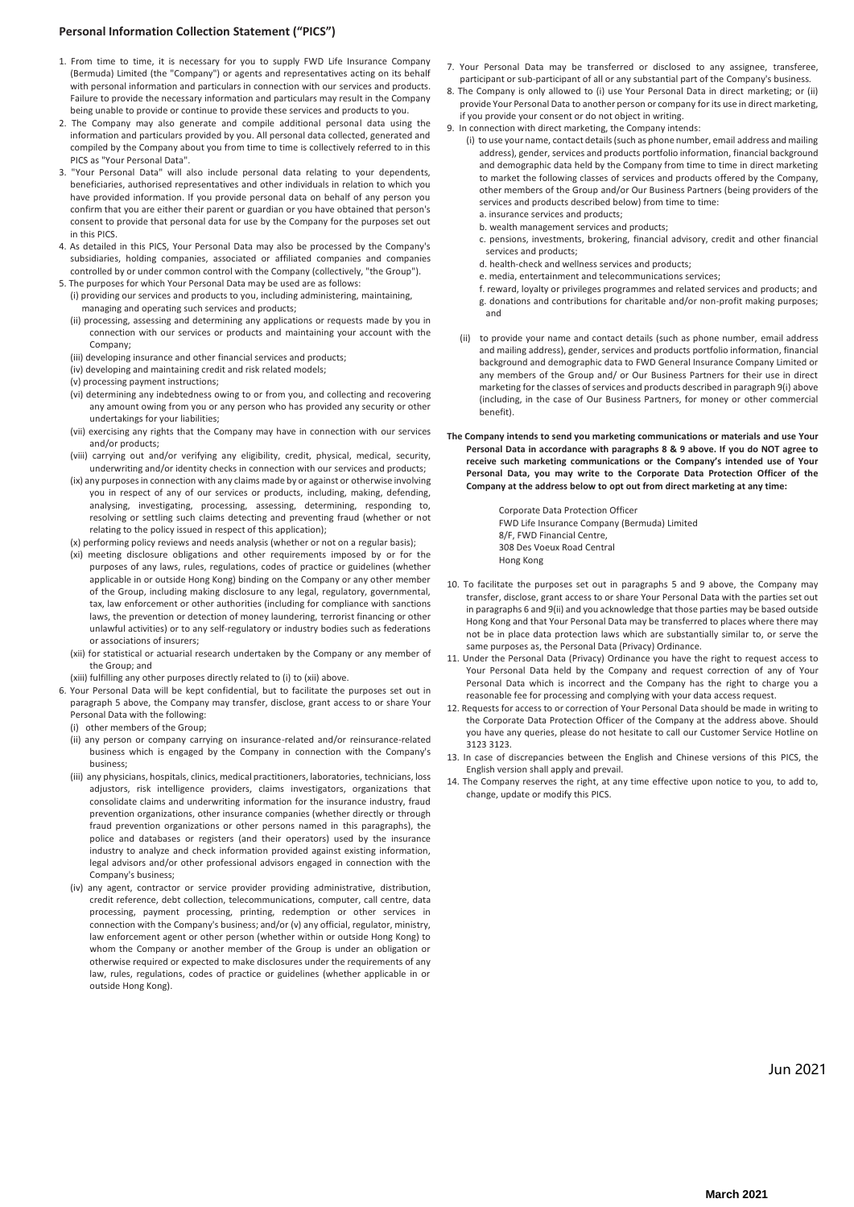## Personal Information Collection Statement ("PICS")

1. From time to time, it is necessary for you to supply FWD Life Insurance Company (Bermuda) Limited (the "Company") or agents and representatives acting on its behalf with personal information and particulars in connection with our services and products. Failure to provide the necessary information and particulars may result in the Company being unable to provide or continue to provide these services and products to you.
2. The Company may also generate and compile additional personal data using the information and particulars provided by you. All personal data collected, generated and compiled by the Company about you from time to time is collectively referred to in this PICS as "Your Personal Data".
3. "Your Personal Data" will also include personal data relating to your dependents, beneficiaries, authorised representatives and other individuals in relation to which you have provided information. If you provide personal data on behalf of any person you confirm that you are either their parent or guardian or you have obtained that person's consent to provide that personal data for use by the Company for the purposes set out in this PICS.
4. As detailed in this PICS, Your Personal Data may also be processed by the Company's subsidiaries, holding companies, associated or affiliated companies and companies controlled by or under common control with the Company (collectively, "the Group").
5. The purposes for which Your Personal Data may be used are as follows:
   (i) providing our services and products to you, including administering, maintaining, managing and operating such services and products;
   (ii) processing, assessing and determining any applications or requests made by you in connection with our services or products and maintaining your account with the Company;
   (iii) developing insurance and other financial services and products;
   (iv) developing and maintaining credit and risk related models;
   (v) processing payment instructions;
   (vi) determining any indebtedness owing to or from you, and collecting and recovering any amount owing from you or any person who has provided any security or other undertakings for your liabilities;
   (vii) exercising any rights that the Company may have in connection with our services and/or products;
   (viii) carrying out and/or verifying any eligibility, credit, physical, medical, security, underwriting and/or identity checks in connection with our services and products;
   (ix) any purposes in connection with any claims made by or against or otherwise involving you in respect of any of our services or products, including, making, defending, analysing, investigating, processing, assessing, determining, responding to, resolving or settling such claims detecting and preventing fraud (whether or not relating to the policy issued in respect of this application);
   (x) performing policy reviews and needs analysis (whether or not on a regular basis);
   (xi) meeting disclosure obligations and other requirements imposed by or for the purposes of any laws, rules, regulations, codes of practice or guidelines (whether applicable in or outside Hong Kong) binding on the Company or any other member of the Group, including making disclosure to any legal, regulatory, governmental, tax, law enforcement or other authorities (including for compliance with sanctions laws, the prevention or detection of money laundering, terrorist financing or other unlawful activities) or to any self-regulatory or industry bodies such as federations or associations of insurers;
   (xii) for statistical or actuarial research undertaken by the Company or any member of the Group; and
   (xiii) fulfilling any other purposes directly related to (i) to (xii) above.
6. Your Personal Data will be kept confidential, but to facilitate the purposes set out in paragraph 5 above, the Company may transfer, disclose, grant access to or share Your Personal Data with the following:
   (i) other members of the Group;
   (ii) any person or company carrying on insurance-related and/or reinsurance-related business which is engaged by the Company in connection with the Company's business;
   (iii) any physicians, hospitals, clinics, medical practitioners, laboratories, technicians, loss adjustors, risk intelligence providers, claims investigators, organizations that consolidate claims and underwriting information for the insurance industry, fraud prevention organizations, other insurance companies (whether directly or through fraud prevention organizations or other persons named in this paragraphs), the police and databases or registers (and their operators) used by the insurance industry to analyze and check information provided against existing information, legal advisors and/or other professional advisors engaged in connection with the Company's business;
   (iv) any agent, contractor or service provider providing administrative, distribution, credit reference, debt collection, telecommunications, computer, call centre, data processing, payment processing, printing, redemption or other services in connection with the Company's business; and/or (v) any official, regulator, ministry, law enforcement agent or other person (whether within or outside Hong Kong) to whom the Company or another member of the Group is under an obligation or otherwise required or expected to make disclosures under the requirements of any law, rules, regulations, codes of practice or guidelines (whether applicable in or outside Hong Kong).
7. Your Personal Data may be transferred or disclosed to any assignee, transferee, participant or sub-participant of all or any substantial part of the Company's business.
8. The Company is only allowed to (i) use Your Personal Data in direct marketing; or (ii) provide Your Personal Data to another person or company for its use in direct marketing, if you provide your consent or do not object in writing.
9. In connection with direct marketing, the Company intends:
   (i) to use your name, contact details (such as phone number, email address and mailing address), gender, services and products portfolio information, financial background and demographic data held by the Company from time to time in direct marketing to market the following classes of services and products offered by the Company, other members of the Group and/or Our Business Partners (being providers of the services and products described below) from time to time:
      a. insurance services and products;
      b. wealth management services and products;
      c. pensions, investments, brokering, financial advisory, credit and other financial services and products;
      d. health-check and wellness services and products;
      e. media, entertainment and telecommunications services;
      f. reward, loyalty or privileges programmes and related services and products; and
      g. donations and contributions for charitable and/or non-profit making purposes; and
   (ii) to provide your name and contact details (such as phone number, email address and mailing address), gender, services and products portfolio information, financial background and demographic data to FWD General Insurance Company Limited or any members of the Group and/ or Our Business Partners for their use in direct marketing for the classes of services and products described in paragraph 9(i) above (including, in the case of Our Business Partners, for money or other commercial benefit).

**The Company intends to send you marketing communications or materials and use Your Personal Data in accordance with paragraphs 8 & 9 above. If you do NOT agree to receive such marketing communications or the Company's intended use of Your Personal Data, you may write to the Corporate Data Protection Officer of the Company at the address below to opt out from direct marketing at any time:**

Corporate Data Protection Officer
FWD Life Insurance Company (Bermuda) Limited
8/F, FWD Financial Centre,
308 Des Voeux Road Central
Hong Kong

10. To facilitate the purposes set out in paragraphs 5 and 9 above, the Company may transfer, disclose, grant access to or share Your Personal Data with the parties set out in paragraphs 6 and 9(ii) and you acknowledge that those parties may be based outside Hong Kong and that Your Personal Data may be transferred to places where there may not be in place data protection laws which are substantially similar to, or serve the same purposes as, the Personal Data (Privacy) Ordinance.
11. Under the Personal Data (Privacy) Ordinance you have the right to request access to Your Personal Data held by the Company and request correction of any of Your Personal Data which is incorrect and the Company has the right to charge you a reasonable fee for processing and complying with your data access request.
12. Requests for access to or correction of Your Personal Data should be made in writing to the Corporate Data Protection Officer of the Company at the address above. Should you have any queries, please do not hesitate to call our Customer Service Hotline on 3123 3123.
13. In case of discrepancies between the English and Chinese versions of this PICS, the English version shall apply and prevail.
14. The Company reserves the right, at any time effective upon notice to you, to add to, change, update or modify this PICS.

Jun 2021

**March 2021**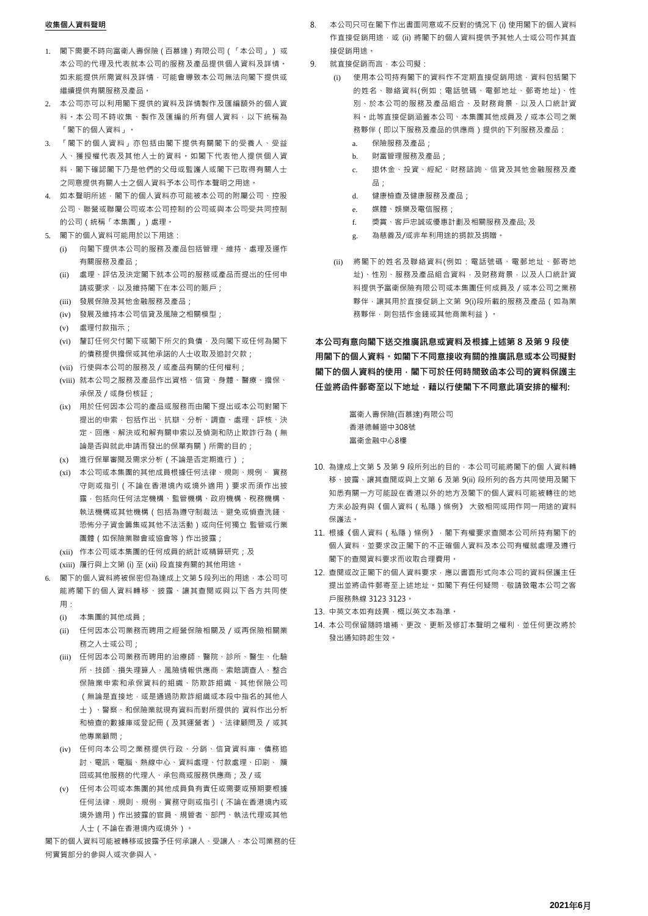**收集個人資料聲明**

1. 閣下需要不時向富衛人壽保險（百慕達）有限公司（「本公司」）或本公司的代理及代表就本公司的服務及產品提供個人資料及詳情。如未能提供所需資料及詳情，可能會導致本公司無法向閣下提供或繼續提供有關服務及產品。
2. 本公司亦可以利用閣下提供的資料及詳情製作及匯編額外的個人資料。本公司不時收集、製作及匯編的所有個人資料，以下統稱為「閣下的個人資料」。
3. 「閣下的個人資料」亦包括由閣下提供有關閣下的受養人、受益人、獲授權代表及其他人士的資料。如閣下代表他人提供個人資料，閣下確認閣下乃是他們的父母或監護人或閣下已取得有關人士之同意提供有關人士之個人資料予本公司作本聲明之用途。
4. 如本聲明所述，閣下的個人資料亦可能被本公司的附屬公司、控股公司、聯營或聯屬公司或本公司控制的公司或與本公司受共同控制的公司（統稱「本集團」）處理。
5. 閣下的個人資料可能用於以下用途：
   (i) 向閣下提供本公司的服務及產品包括管理、維持、處理及運作有關服務及產品；
   (ii) 處理、評估及決定閣下就本公司的服務或產品而提出的任何申請或要求，以及維持閣下在本公司的賬戶；
   (iii) 發展保險及其他金融服務及產品；
   (iv) 發展及維持本公司信貸及風險之相關模型；
   (v) 處理付款指示；
   (vi) 釐訂任何欠付閣下或閣下所欠的負債，及向閣下或任何為閣下的債務提供擔保或其他承諾的人士收取及追討欠款；
   (vii) 行使與本公司的服務及／或產品有關的任何權利；
   (viii) 就本公司之服務及產品作出資格、信貸、身體、醫療、擔保、承保及／或身份核證；
   (ix) 用於任何因本公司的產品或服務而由閣下提出或本公司對閣下提出的申索，包括作出、抗辯、分析、調查、處理、評核、決定、回應、解決或和解有關申索以及偵測和防止欺詐行為（無論是否與就此申請而發出的保單有關）所需的目的；
   (x) 進行保單審閱及需求分析（不論是否定期進行）；
   (xi) 本公司或本集團的其他成員根據任何法律、規則、規例、 實務守則或指引（不論在香港境內或境外適用）要求而須作出披露，包括向任何法定機構、監管機構、政府機構、稅務機構、執法機構或其他機構（包括為遵守制裁法、避免或偵查洗錢、恐怖分子資金籌集或其他不法活動）或向任何獨立 監管或行業團體（如保險業聯會或協會等）作出披露；
   (xii) 作本公司或本集團的任何成員的統計或精算研究；及
   (xiii) 履行與上文第 (i) 至 (xii) 段直接有關的其他用途。
6. 閣下的個人資料將被保密但為達成上文第 5 段列出的用途，本公司可能將閣下的個人資料轉移、披露、讓其查閱或與以下各方共同使用：
   (i) 本集團的其他成員；
   (ii) 任何因本公司業務而聘用之經營保險相關及／或再保險相關業務之人士或公司；
   (iii) 任何因本公司業務而聘用的治療師、醫院、診所、醫生、化驗所、技師、損失理算人、風險情報供應商、索賠調查人、整合保險業申索和承保資料的組織、防欺詐組織、其他保險公司（無論是直接地，或是通過防欺詐組織或本段中指名的其他人士）、警察、和保險業就現有資料而對所提供的 資料作出分析和檢查的數據庫或登記冊（及其運營者）、法律顧問及／或其他專業顧問；
   (iv) 任何向本公司之業務提供行政、分銷、信貸資料庫、債務追討、電訊、電腦、熱線中心、資料處理、付款處理、印刷、 贖回或其他服務的代理人、承包商或服務供應商；及／或
   (v) 任何本公司或本集團的其他成員負有責任或需要或預期要根據任何法律、規則、規例、實務守則或指引（不論在香港境內或境外適用）作出披露的官員、規管者、部門、執法代理或其他人士（不論在香港境內或境外）。

閣下的個人資料可能被轉移或披露予任何承讓人、受讓人、本公司業務的任何實質部分的參與人或次參與人。

8. 本公司只可在閣下作出書面同意或不反對的情況下 (i) 使用閣下的個人資料作直接促銷用途，或 (ii) 將閣下的個人資料提供予其他人士或公司作其直接促銷用途。
9. 就直接促銷而言，本公司擬：
   (i) 使用本公司持有閣下的資料作不定期直接促銷用途，資料包括閣下的姓名、聯絡資料(例如：電話號碼、電郵地址、郵寄地址)、性別、於本公司的服務及產品組合、及財務背景，以及人口統計資料。此等直接促銷涵蓋本公司、本集團其他成員及／或本公司之業務夥伴（即以下服務及產品的供應商）提供的下列服務及產品：
      a. 保險服務及產品；
      b. 財富管理服務及產品；
      c. 退休金、投資、經紀、財務諮詢、信貸及其他金融服務及產品；
      d. 健康檢查及健康服務及產品；
      e. 媒體、娛樂及電信服務；
      f. 獎賞、客戶忠誠或優惠計劃及相關服務及產品; 及
      g. 為慈善及/或非牟利用途的捐款及捐贈。
   (ii) 將閣下的姓名及聯絡資料(例如：電話號碼、電郵地址、郵寄地址)、性別、服務及產品組合資料，及財務背景，以及人口統計資料提供予富衛保險有限公司或本集團任何成員及／或本公司之業務夥伴，讓其用於直接促銷上文第 9(i)段所載的服務及產品（如為業務夥伴，則包括作金錢或其他商業利益）。

**本公司有意向閣下送交推廣訊息或資料及根據上述第 8 及第 9 段使用閣下的個人資料。如閣下不同意接收有關的推廣訊息或本公司擬對閣下的個人資料的使用，閣下可於任何時間致函本公司的資料保護主任並將函件郵寄至以下地址，藉以行使閣下不同意此項安排的權利:**

富衛人壽保險(百慕達)有限公司
香港德輔道中308號
富衛金融中心8樓

10. 為達成上文第 5 及第 9 段所列出的目的，本公司可能將閣下的個 人資料轉移、披露、讓其查閱或與上文第 6 及第 9(ii) 段所列的各方共同使用及閣下知悉有關一方可能設在香港以外的地方及閣下的個人資料可能被轉往的地方未必設有與《個人資料（私隱）條例》 大致相同或用作同一用途的資料保護法。
11. 根據《個人資料（私隱）條例》，閣下有權要求查閱本公司所持有閣下的個人資料，並要求改正閣下的不正確個人資料及本公司有權就處理及遵行閣下的查閱資料要求而收取合理費用。
12. 查閱或改正閣下的個人資料要求，應以書面形式向本公司的資料保護主任提出並將函件郵寄至上述地址。如閣下有任何疑問，敬請致電本公司之客戶服務熱線 3123 3123。
13. 中英文本如有歧異，概以英文本為準。
14. 本公司保留隨時增補、更改、更新及修訂本聲明之權利，並任何更改將於發出通知時起生效。

**2021年6月**